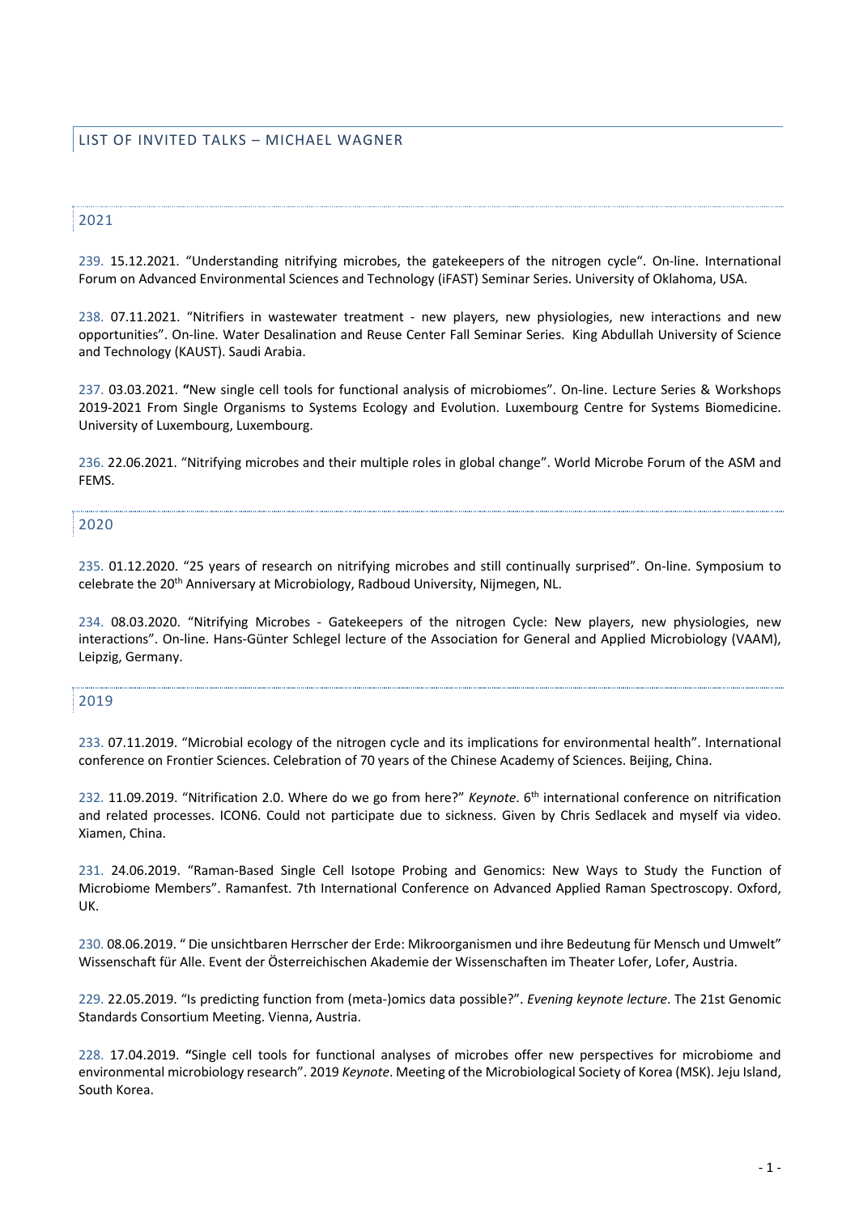# LIST OF INVITED TALKS – MICHAEL WAGNER

## 2021

239. 15.12.2021. "Understanding nitrifying microbes, the gatekeepers of the nitrogen cycle". On-line. International Forum on Advanced Environmental Sciences and Technology (iFAST) Seminar Series. University of Oklahoma, USA.

238. 07.11.2021. "Nitrifiers in wastewater treatment - new players, new physiologies, new interactions and new opportunities". On-line. Water Desalination and Reuse Center Fall Seminar Series. King Abdullah University of Science and Technology (KAUST). Saudi Arabia.

237. 03.03.2021. **"**New single cell tools for functional analysis of microbiomes". On-line. Lecture Series & Workshops 2019-2021 From Single Organisms to Systems Ecology and Evolution. Luxembourg Centre for Systems Biomedicine. University of Luxembourg, Luxembourg.

236. 22.06.2021. "Nitrifying microbes and their multiple roles in global change". World Microbe Forum of the ASM and FEMS.

## 2020

235. 01.12.2020. "25 years of research on nitrifying microbes and still continually surprised". On-line. Symposium to celebrate the 20th Anniversary at Microbiology, Radboud University, Nijmegen, NL.

234. 08.03.2020. "Nitrifying Microbes - Gatekeepers of the nitrogen Cycle: New players, new physiologies, new interactions". On-line. Hans-Günter Schlegel lecture of the Association for General and Applied Microbiology (VAAM), Leipzig, Germany.

## 2019

233. 07.11.2019. "Microbial ecology of the nitrogen cycle and its implications for environmental health". International conference on Frontier Sciences. Celebration of 70 years of the Chinese Academy of Sciences. Beijing, China.

232. 11.09.2019. "Nitrification 2.0. Where do we go from here?" *Keynote*. 6th international conference on nitrification and related processes. ICON6. Could not participate due to sickness. Given by Chris Sedlacek and myself via video. Xiamen, China.

231. 24.06.2019. "Raman-Based Single Cell Isotope Probing and Genomics: New Ways to Study the Function of Microbiome Members". Ramanfest. 7th International Conference on Advanced Applied Raman Spectroscopy. Oxford, UK.

230. 08.06.2019. " Die unsichtbaren Herrscher der Erde: Mikroorganismen und ihre Bedeutung für Mensch und Umwelt" Wissenschaft für Alle. Event der Österreichischen Akademie der Wissenschaften im Theater Lofer, Lofer, Austria.

229. 22.05.2019. "Is predicting function from (meta-)omics data possible?". *Evening keynote lecture*. The 21st Genomic Standards Consortium Meeting. Vienna, Austria.

228. 17.04.2019. **"**Single cell tools for functional analyses of microbes offer new perspectives for microbiome and environmental microbiology research". 2019 *Keynote*. Meeting of the Microbiological Society of Korea (MSK). Jeju Island, South Korea.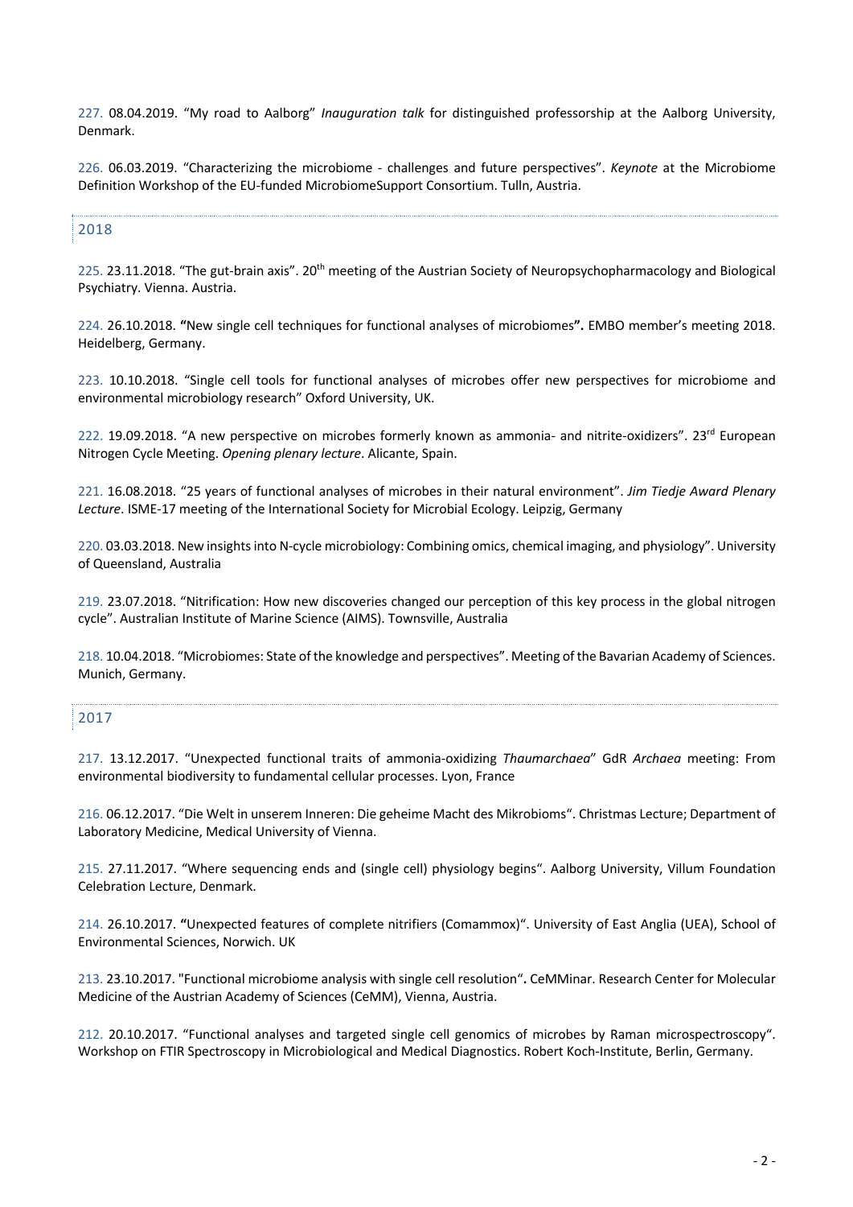227. 08.04.2019. “My road to Aalborg” *Inauguration talk* for distinguished professorship at the Aalborg University, Denmark.

226. 06.03.2019. “Characterizing the microbiome - challenges and future perspectives”. *Keynote* at the Microbiome Definition Workshop of the EU-funded MicrobiomeSupport Consortium. Tulln, Austria.

## 2018

225. 23.11.2018. “The gut-brain axis”. 20th meeting of the Austrian Society of Neuropsychopharmacology and Biological Psychiatry. Vienna. Austria.

224. 26.10.2018. **“**New single cell techniques for functional analyses of microbiomes**”.** EMBO member’s meeting 2018. Heidelberg, Germany.

223. 10.10.2018. “Single cell tools for functional analyses of microbes offer new perspectives for microbiome and environmental microbiology research” Oxford University, UK.

222. 19.09.2018. “A new perspective on microbes formerly known as ammonia- and nitrite-oxidizers”. 23rd European Nitrogen Cycle Meeting. *Opening plenary lecture*. Alicante, Spain.

221. 16.08.2018. “25 years of functional analyses of microbes in their natural environment”. *Jim Tiedje Award Plenary Lecture*. ISME-17 meeting of the International Society for Microbial Ecology. Leipzig, Germany

220. 03.03.2018. New insights into N-cycle microbiology: Combining omics, chemical imaging, and physiology”. University of Queensland, Australia

219. 23.07.2018. “Nitrification: How new discoveries changed our perception of this key process in the global nitrogen cycle”. Australian Institute of Marine Science (AIMS). Townsville, Australia

218. 10.04.2018. “Microbiomes: State of the knowledge and perspectives”. Meeting of the Bavarian Academy of Sciences. Munich, Germany.

## 2017

217. 13.12.2017. “Unexpected functional traits of ammonia-oxidizing *Thaumarchaea*” GdR *Archaea* meeting: From environmental biodiversity to fundamental cellular processes. Lyon, France

216. 06.12.2017. “Die Welt in unserem Inneren: Die geheime Macht des Mikrobioms“. Christmas Lecture; Department of Laboratory Medicine, Medical University of Vienna.

215. 27.11.2017. “Where sequencing ends and (single cell) physiology begins“. Aalborg University, Villum Foundation Celebration Lecture, Denmark.

214. 26.10.2017. **“**Unexpected features of complete nitrifiers (Comammox)“. University of East Anglia (UEA), School of Environmental Sciences, Norwich. UK

213. 23.10.2017. "Functional microbiome analysis with single cell resolution“**.** CeMMinar. Research Center for Molecular Medicine of the Austrian Academy of Sciences (CeMM), Vienna, Austria.

212. 20.10.2017. “Functional analyses and targeted single cell genomics of microbes by Raman microspectroscopy“. Workshop on FTIR Spectroscopy in Microbiological and Medical Diagnostics. Robert Koch-Institute, Berlin, Germany.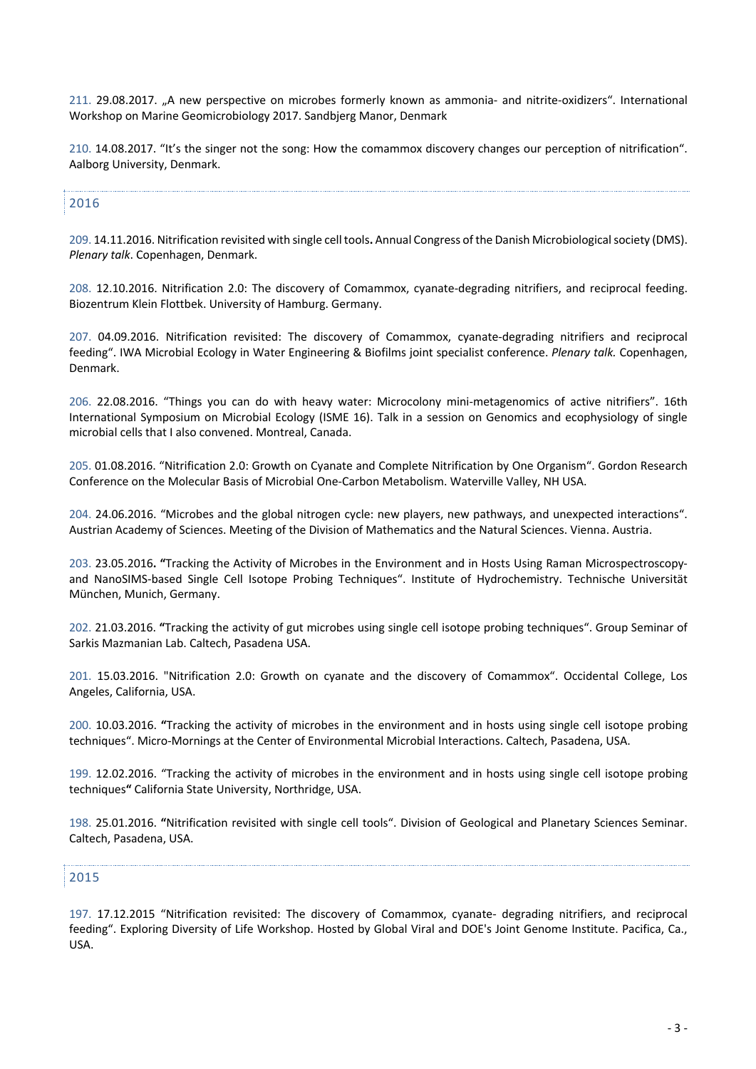211. 29.08.2017. „A new perspective on microbes formerly known as ammonia- and nitrite-oxidizers". International Workshop on Marine Geomicrobiology 2017. Sandbjerg Manor, Denmark

210. 14.08.2017. "It's the singer not the song: How the comammox discovery changes our perception of nitrification". Aalborg University, Denmark.

## 2016

209. 14.11.2016. Nitrification revisited with single cell tools**.** Annual Congress of the Danish Microbiological society (DMS). *Plenary talk*. Copenhagen, Denmark.

208. 12.10.2016. Nitrification 2.0: The discovery of Comammox, cyanate-degrading nitrifiers, and reciprocal feeding. Biozentrum Klein Flottbek. University of Hamburg. Germany.

207. 04.09.2016. Nitrification revisited: The discovery of Comammox, cyanate-degrading nitrifiers and reciprocal feeding". IWA Microbial Ecology in Water Engineering & Biofilms joint specialist conference. *Plenary talk.* Copenhagen, Denmark.

206. 22.08.2016. "Things you can do with heavy water: Microcolony mini-metagenomics of active nitrifiers". 16th International Symposium on Microbial Ecology (ISME 16). Talk in a session on Genomics and ecophysiology of single microbial cells that I also convened. Montreal, Canada.

205. 01.08.2016. "Nitrification 2.0: Growth on Cyanate and Complete Nitrification by One Organism". Gordon Research Conference on the Molecular Basis of Microbial One-Carbon Metabolism. Waterville Valley, NH USA.

204. 24.06.2016. "Microbes and the global nitrogen cycle: new players, new pathways, and unexpected interactions". Austrian Academy of Sciences. Meeting of the Division of Mathematics and the Natural Sciences. Vienna. Austria.

203. 23.05.2016**. "**Tracking the Activity of Microbes in the Environment and in Hosts Using Raman Microspectroscopy- and NanoSIMS-based Single Cell Isotope Probing Techniques". Institute of Hydrochemistry. Technische Universität München, Munich, Germany.

202. 21.03.2016. **"**Tracking the activity of gut microbes using single cell isotope probing techniques". Group Seminar of Sarkis Mazmanian Lab. Caltech, Pasadena USA.

201. 15.03.2016. "Nitrification 2.0: Growth on cyanate and the discovery of Comammox". Occidental College, Los Angeles, California, USA.

200. 10.03.2016. **"**Tracking the activity of microbes in the environment and in hosts using single cell isotope probing techniques". Micro-Mornings at the Center of Environmental Microbial Interactions. Caltech, Pasadena, USA.

199. 12.02.2016. "Tracking the activity of microbes in the environment and in hosts using single cell isotope probing techniques**"** California State University, Northridge, USA.

198. 25.01.2016. **"**Nitrification revisited with single cell tools". Division of Geological and Planetary Sciences Seminar. Caltech, Pasadena, USA.

## 2015

197. 17.12.2015 "Nitrification revisited: The discovery of Comammox, cyanate- degrading nitrifiers, and reciprocal feeding". Exploring Diversity of Life Workshop. Hosted by Global Viral and DOE's Joint Genome Institute. Pacifica, Ca., USA.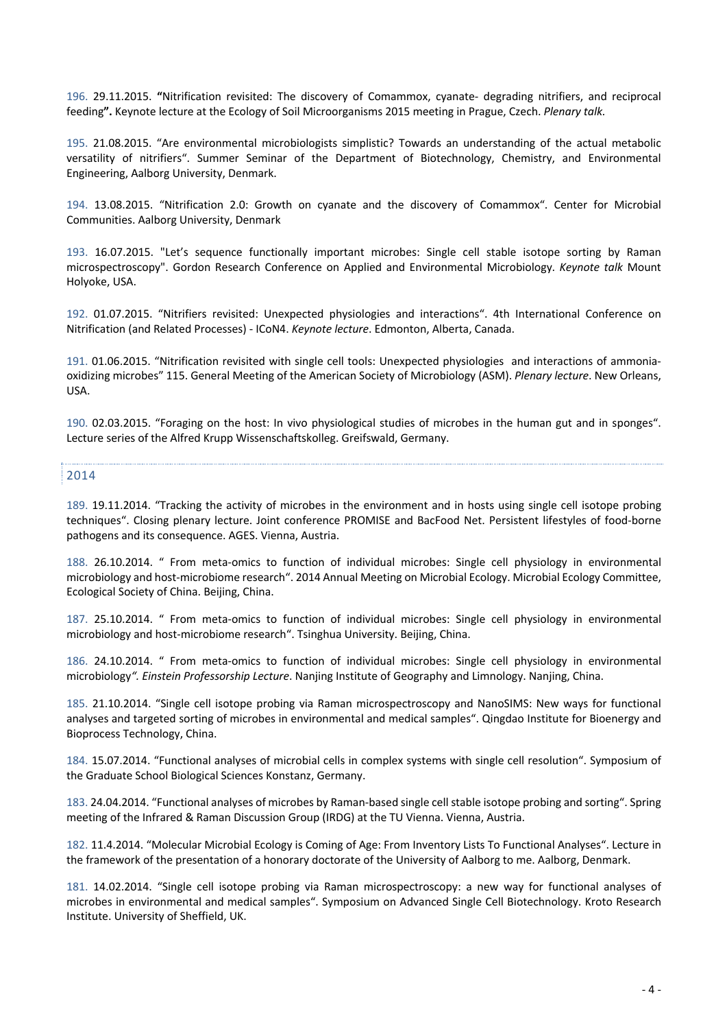196. 29.11.2015. **"**Nitrification revisited: The discovery of Comammox, cyanate- degrading nitrifiers, and reciprocal feeding**".** Keynote lecture at the Ecology of Soil Microorganisms 2015 meeting in Prague, Czech. *Plenary talk.*

195. 21.08.2015. "Are environmental microbiologists simplistic? Towards an understanding of the actual metabolic versatility of nitrifiers". Summer Seminar of the Department of Biotechnology, Chemistry, and Environmental Engineering, Aalborg University, Denmark.

194. 13.08.2015. "Nitrification 2.0: Growth on cyanate and the discovery of Comammox". Center for Microbial Communities. Aalborg University, Denmark

193. 16.07.2015. "Let's sequence functionally important microbes: Single cell stable isotope sorting by Raman microspectroscopy". Gordon Research Conference on Applied and Environmental Microbiology. *Keynote talk* Mount Holyoke, USA.

192. 01.07.2015. "Nitrifiers revisited: Unexpected physiologies and interactions". 4th International Conference on Nitrification (and Related Processes) - ICoN4. *Keynote lecture*. Edmonton, Alberta, Canada.

191. 01.06.2015. "Nitrification revisited with single cell tools: Unexpected physiologies and interactions of ammonia-oxidizing microbes" 115. General Meeting of the American Society of Microbiology (ASM). *Plenary lecture*. New Orleans, USA.

190. 02.03.2015. "Foraging on the host: In vivo physiological studies of microbes in the human gut and in sponges". Lecture series of the Alfred Krupp Wissenschaftskolleg. Greifswald, Germany.

## 2014

189. 19.11.2014. "Tracking the activity of microbes in the environment and in hosts using single cell isotope probing techniques". Closing plenary lecture. Joint conference PROMISE and BacFood Net. Persistent lifestyles of food-borne pathogens and its consequence. AGES. Vienna, Austria.

188. 26.10.2014. " From meta-omics to function of individual microbes: Single cell physiology in environmental microbiology and host-microbiome research". 2014 Annual Meeting on Microbial Ecology. Microbial Ecology Committee, Ecological Society of China. Beijing, China.

187. 25.10.2014. " From meta-omics to function of individual microbes: Single cell physiology in environmental microbiology and host-microbiome research". Tsinghua University. Beijing, China.

186. 24.10.2014. " From meta-omics to function of individual microbes: Single cell physiology in environmental microbiology*". Einstein Professorship Lecture*. Nanjing Institute of Geography and Limnology. Nanjing, China.

185. 21.10.2014. "Single cell isotope probing via Raman microspectroscopy and NanoSIMS: New ways for functional analyses and targeted sorting of microbes in environmental and medical samples". Qingdao Institute for Bioenergy and Bioprocess Technology, China.

184. 15.07.2014. "Functional analyses of microbial cells in complex systems with single cell resolution". Symposium of the Graduate School Biological Sciences Konstanz, Germany.

183. 24.04.2014. "Functional analyses of microbes by Raman-based single cell stable isotope probing and sorting". Spring meeting of the Infrared & Raman Discussion Group (IRDG) at the TU Vienna. Vienna, Austria.

182. 11.4.2014. "Molecular Microbial Ecology is Coming of Age: From Inventory Lists To Functional Analyses". Lecture in the framework of the presentation of a honorary doctorate of the University of Aalborg to me. Aalborg, Denmark.

181. 14.02.2014. "Single cell isotope probing via Raman microspectroscopy: a new way for functional analyses of microbes in environmental and medical samples". Symposium on Advanced Single Cell Biotechnology. Kroto Research Institute. University of Sheffield, UK.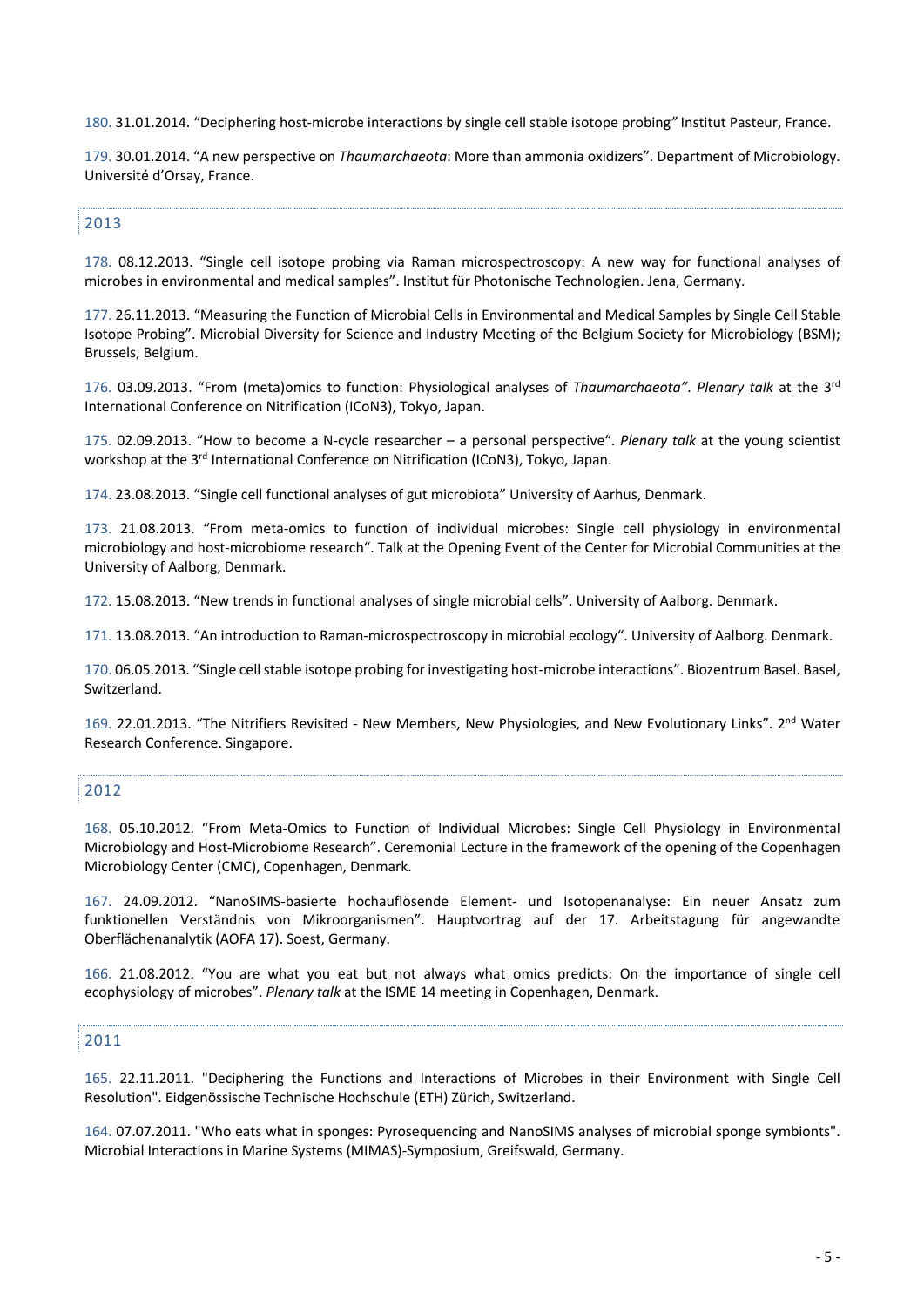180. 31.01.2014. "Deciphering host-microbe interactions by single cell stable isotope probing*"* Institut Pasteur, France.

179. 30.01.2014. "A new perspective on *Thaumarchaeota*: More than ammonia oxidizers". Department of Microbiology. Université d'Orsay, France.

## 2013

178. 08.12.2013. "Single cell isotope probing via Raman microspectroscopy: A new way for functional analyses of microbes in environmental and medical samples". Institut für Photonische Technologien. Jena, Germany.

177. 26.11.2013. "Measuring the Function of Microbial Cells in Environmental and Medical Samples by Single Cell Stable Isotope Probing". Microbial Diversity for Science and Industry Meeting of the Belgium Society for Microbiology (BSM); Brussels, Belgium.

176. 03.09.2013. "From (meta)omics to function: Physiological analyses of *Thaumarchaeota"*. *Plenary talk* at the 3rd International Conference on Nitrification (ICoN3), Tokyo, Japan.

175. 02.09.2013. "How to become a N-cycle researcher – a personal perspective". *Plenary talk* at the young scientist workshop at the 3rd International Conference on Nitrification (ICoN3), Tokyo, Japan.

174. 23.08.2013. "Single cell functional analyses of gut microbiota" University of Aarhus, Denmark.

173. 21.08.2013. "From meta-omics to function of individual microbes: Single cell physiology in environmental microbiology and host-microbiome research". Talk at the Opening Event of the Center for Microbial Communities at the University of Aalborg, Denmark.

172. 15.08.2013. "New trends in functional analyses of single microbial cells". University of Aalborg. Denmark.

171. 13.08.2013. "An introduction to Raman-microspectroscopy in microbial ecology". University of Aalborg. Denmark.

170. 06.05.2013. "Single cell stable isotope probing for investigating host-microbe interactions". Biozentrum Basel. Basel, Switzerland.

169. 22.01.2013. "The Nitrifiers Revisited - New Members, New Physiologies, and New Evolutionary Links". 2nd Water Research Conference. Singapore.

## 2012

168. 05.10.2012. "From Meta-Omics to Function of Individual Microbes: Single Cell Physiology in Environmental Microbiology and Host-Microbiome Research". Ceremonial Lecture in the framework of the opening of the Copenhagen Microbiology Center (CMC), Copenhagen, Denmark.

167. 24.09.2012. "NanoSIMS-basierte hochauflösende Element- und Isotopenanalyse: Ein neuer Ansatz zum funktionellen Verständnis von Mikroorganismen". Hauptvortrag auf der 17. Arbeitstagung für angewandte Oberflächenanalytik (AOFA 17). Soest, Germany.

166. 21.08.2012. "You are what you eat but not always what omics predicts: On the importance of single cell ecophysiology of microbes". *Plenary talk* at the ISME 14 meeting in Copenhagen, Denmark.

## 2011

165. 22.11.2011. "Deciphering the Functions and Interactions of Microbes in their Environment with Single Cell Resolution". Eidgenössische Technische Hochschule (ETH) Zürich, Switzerland.

164. 07.07.2011. "Who eats what in sponges: Pyrosequencing and NanoSIMS analyses of microbial sponge symbionts". Microbial Interactions in Marine Systems (MIMAS)-Symposium, Greifswald, Germany.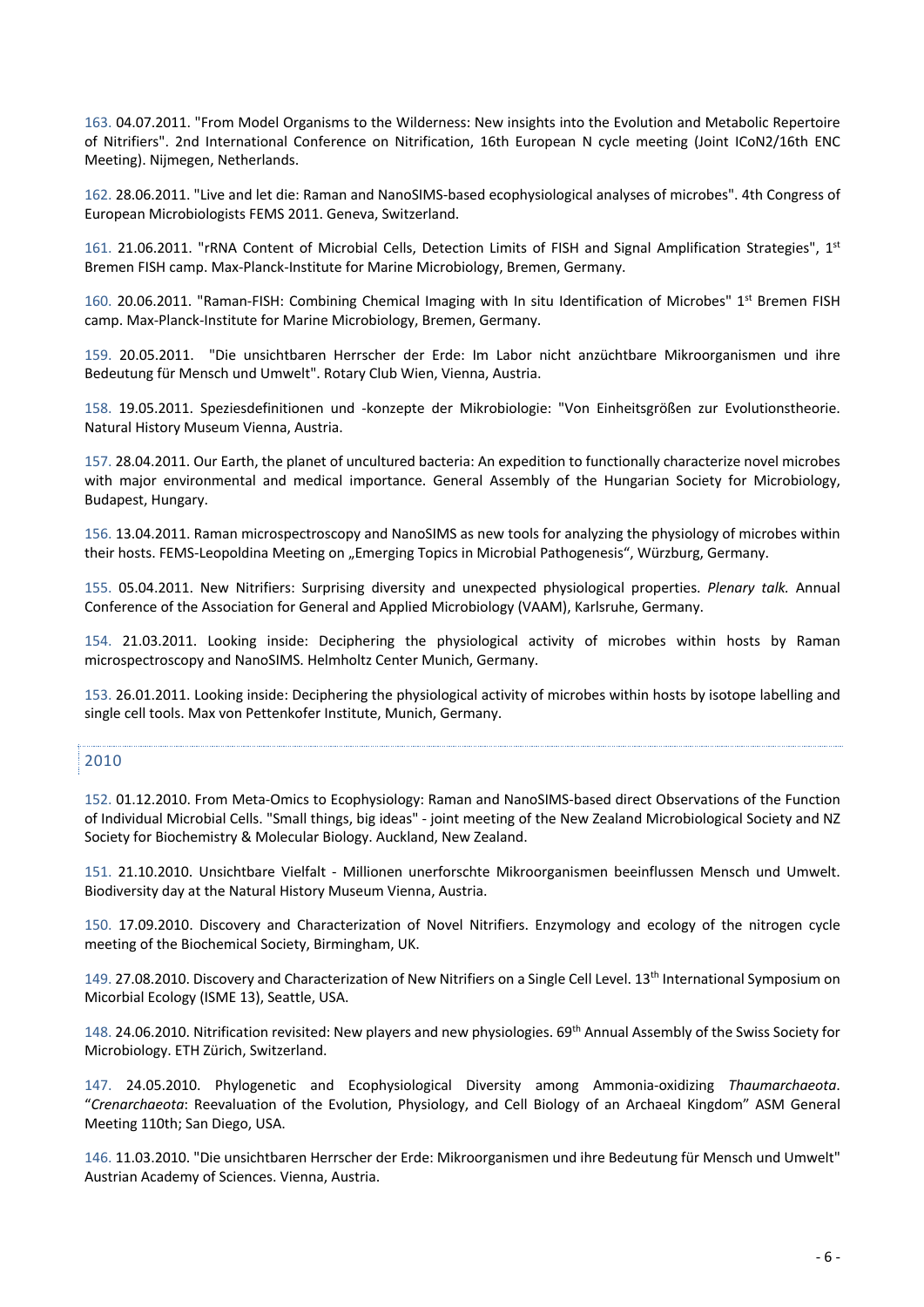163. 04.07.2011. "From Model Organisms to the Wilderness: New insights into the Evolution and Metabolic Repertoire of Nitrifiers". 2nd International Conference on Nitrification, 16th European N cycle meeting (Joint ICoN2/16th ENC Meeting). Nijmegen, Netherlands.

162. 28.06.2011. "Live and let die: Raman and NanoSIMS-based ecophysiological analyses of microbes". 4th Congress of European Microbiologists FEMS 2011. Geneva, Switzerland.

161. 21.06.2011. "rRNA Content of Microbial Cells, Detection Limits of FISH and Signal Amplification Strategies", 1st Bremen FISH camp. Max-Planck-Institute for Marine Microbiology, Bremen, Germany.

160. 20.06.2011. "Raman-FISH: Combining Chemical Imaging with In situ Identification of Microbes" 1st Bremen FISH camp. Max-Planck-Institute for Marine Microbiology, Bremen, Germany.

159. 20.05.2011. "Die unsichtbaren Herrscher der Erde: Im Labor nicht anzüchtbare Mikroorganismen und ihre Bedeutung für Mensch und Umwelt". Rotary Club Wien, Vienna, Austria.

158. 19.05.2011. Speziesdefinitionen und -konzepte der Mikrobiologie: "Von Einheitsgrößen zur Evolutionstheorie. Natural History Museum Vienna, Austria.

157. 28.04.2011. Our Earth, the planet of uncultured bacteria: An expedition to functionally characterize novel microbes with major environmental and medical importance. General Assembly of the Hungarian Society for Microbiology, Budapest, Hungary.

156. 13.04.2011. Raman microspectroscopy and NanoSIMS as new tools for analyzing the physiology of microbes within their hosts. FEMS-Leopoldina Meeting on „Emerging Topics in Microbial Pathogenesis", Würzburg, Germany.

155. 05.04.2011. New Nitrifiers: Surprising diversity and unexpected physiological properties. *Plenary talk.* Annual Conference of the Association for General and Applied Microbiology (VAAM), Karlsruhe, Germany.

154. 21.03.2011. Looking inside: Deciphering the physiological activity of microbes within hosts by Raman microspectroscopy and NanoSIMS. Helmholtz Center Munich, Germany.

153. 26.01.2011. Looking inside: Deciphering the physiological activity of microbes within hosts by isotope labelling and single cell tools. Max von Pettenkofer Institute, Munich, Germany.

## 2010

152. 01.12.2010. From Meta-Omics to Ecophysiology: Raman and NanoSIMS-based direct Observations of the Function of Individual Microbial Cells. "Small things, big ideas" - joint meeting of the New Zealand Microbiological Society and NZ Society for Biochemistry & Molecular Biology. Auckland, New Zealand.

151. 21.10.2010. Unsichtbare Vielfalt - Millionen unerforschte Mikroorganismen beeinflussen Mensch und Umwelt. Biodiversity day at the Natural History Museum Vienna, Austria.

150. 17.09.2010. Discovery and Characterization of Novel Nitrifiers. Enzymology and ecology of the nitrogen cycle meeting of the Biochemical Society, Birmingham, UK.

149. 27.08.2010. Discovery and Characterization of New Nitrifiers on a Single Cell Level. 13th International Symposium on Micorbial Ecology (ISME 13), Seattle, USA.

148. 24.06.2010. Nitrification revisited: New players and new physiologies. 69th Annual Assembly of the Swiss Society for Microbiology. ETH Zürich, Switzerland.

147. 24.05.2010. Phylogenetic and Ecophysiological Diversity among Ammonia-oxidizing *Thaumarchaeota*. "*Crenarchaeota*: Reevaluation of the Evolution, Physiology, and Cell Biology of an Archaeal Kingdom" ASM General Meeting 110th; San Diego, USA.

146. 11.03.2010. "Die unsichtbaren Herrscher der Erde: Mikroorganismen und ihre Bedeutung für Mensch und Umwelt" Austrian Academy of Sciences. Vienna, Austria.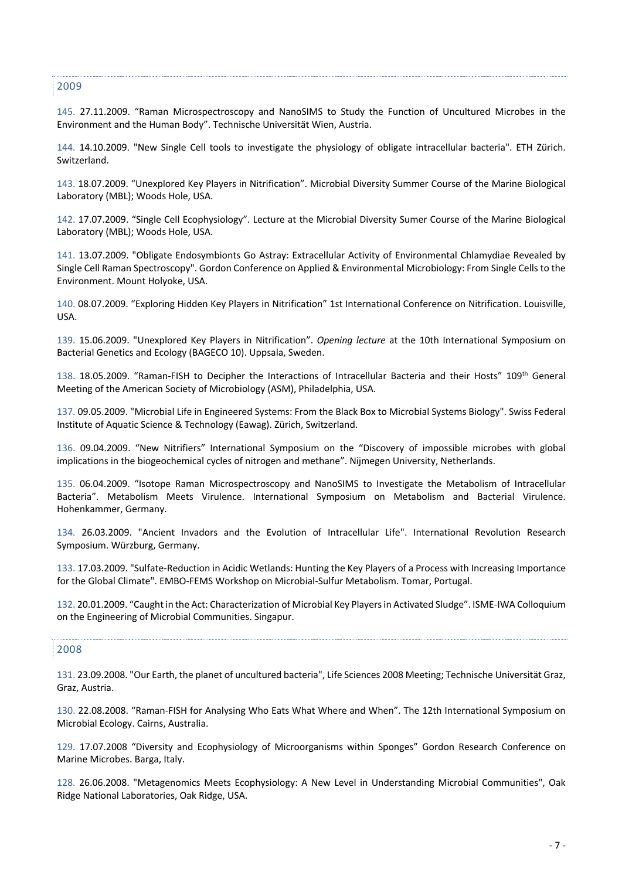## 2009

145. 27.11.2009. “Raman Microspectroscopy and NanoSIMS to Study the Function of Uncultured Microbes in the Environment and the Human Body”. Technische Universität Wien, Austria.

144. 14.10.2009. "New Single Cell tools to investigate the physiology of obligate intracellular bacteria". ETH Zürich. Switzerland.

143. 18.07.2009. “Unexplored Key Players in Nitrification”. Microbial Diversity Summer Course of the Marine Biological Laboratory (MBL); Woods Hole, USA.

142. 17.07.2009. “Single Cell Ecophysiology”. Lecture at the Microbial Diversity Sumer Course of the Marine Biological Laboratory (MBL); Woods Hole, USA.

141. 13.07.2009. "Obligate Endosymbionts Go Astray: Extracellular Activity of Environmental Chlamydiae Revealed by Single Cell Raman Spectroscopy". Gordon Conference on Applied & Environmental Microbiology: From Single Cells to the Environment. Mount Holyoke, USA.

140. 08.07.2009. “Exploring Hidden Key Players in Nitrification” 1st International Conference on Nitrification. Louisville, USA.

139. 15.06.2009. "Unexplored Key Players in Nitrification". *Opening lecture* at the 10th International Symposium on Bacterial Genetics and Ecology (BAGECO 10). Uppsala, Sweden.

138. 18.05.2009. “Raman-FISH to Decipher the Interactions of Intracellular Bacteria and their Hosts” 109th General Meeting of the American Society of Microbiology (ASM), Philadelphia, USA.

137. 09.05.2009. "Microbial Life in Engineered Systems: From the Black Box to Microbial Systems Biology". Swiss Federal Institute of Aquatic Science & Technology (Eawag). Zürich, Switzerland.

136. 09.04.2009. “New Nitrifiers” International Symposium on the “Discovery of impossible microbes with global implications in the biogeochemical cycles of nitrogen and methane”. Nijmegen University, Netherlands.

135. 06.04.2009. “Isotope Raman Microspectroscopy and NanoSIMS to Investigate the Metabolism of Intracellular Bacteria”. Metabolism Meets Virulence. International Symposium on Metabolism and Bacterial Virulence. Hohenkammer, Germany.

134. 26.03.2009. "Ancient Invadors and the Evolution of Intracellular Life". International Revolution Research Symposium. Würzburg, Germany.

133. 17.03.2009. "Sulfate-Reduction in Acidic Wetlands: Hunting the Key Players of a Process with Increasing Importance for the Global Climate". EMBO-FEMS Workshop on Microbial-Sulfur Metabolism. Tomar, Portugal.

132. 20.01.2009. “Caught in the Act: Characterization of Microbial Key Players in Activated Sludge”. ISME-IWA Colloquium on the Engineering of Microbial Communities. Singapur.

## 2008

131. 23.09.2008. "Our Earth, the planet of uncultured bacteria", Life Sciences 2008 Meeting; Technische Universität Graz, Graz, Austria.

130. 22.08.2008. “Raman-FISH for Analysing Who Eats What Where and When”. The 12th International Symposium on Microbial Ecology. Cairns, Australia.

129. 17.07.2008 “Diversity and Ecophysiology of Microorganisms within Sponges” Gordon Research Conference on Marine Microbes. Barga, Italy.

128. 26.06.2008. "Metagenomics Meets Ecophysiology: A New Level in Understanding Microbial Communities", Oak Ridge National Laboratories, Oak Ridge, USA.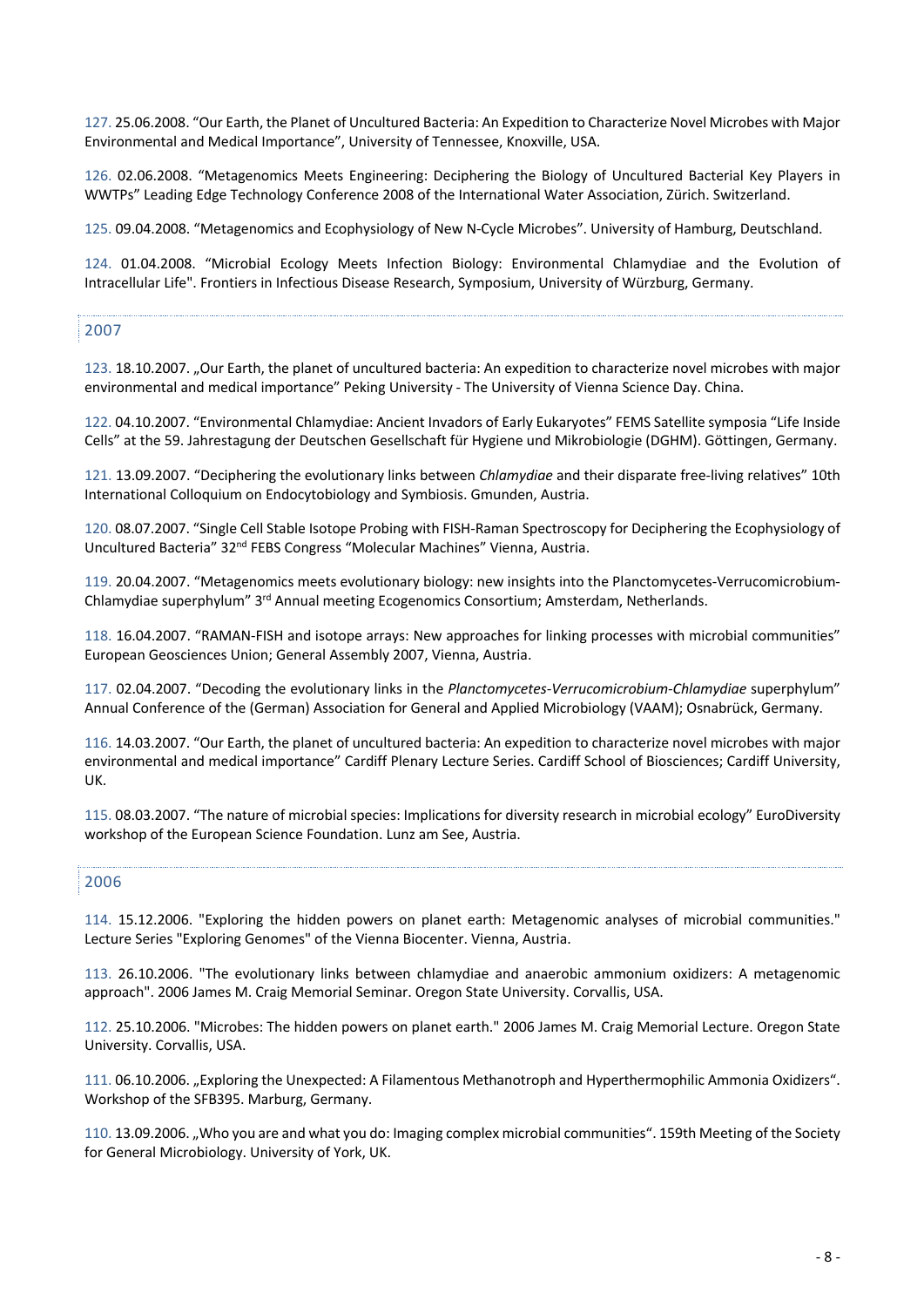127. 25.06.2008. “Our Earth, the Planet of Uncultured Bacteria: An Expedition to Characterize Novel Microbes with Major Environmental and Medical Importance”, University of Tennessee, Knoxville, USA.

126. 02.06.2008. “Metagenomics Meets Engineering: Deciphering the Biology of Uncultured Bacterial Key Players in WWTPs” Leading Edge Technology Conference 2008 of the International Water Association, Zürich. Switzerland.

125. 09.04.2008. “Metagenomics and Ecophysiology of New N-Cycle Microbes”. University of Hamburg, Deutschland.

124. 01.04.2008. “Microbial Ecology Meets Infection Biology: Environmental Chlamydiae and the Evolution of Intracellular Life". Frontiers in Infectious Disease Research, Symposium, University of Würzburg, Germany.

## 2007

123. 18.10.2007. „Our Earth, the planet of uncultured bacteria: An expedition to characterize novel microbes with major environmental and medical importance” Peking University - The University of Vienna Science Day. China.

122. 04.10.2007. “Environmental Chlamydiae: Ancient Invadors of Early Eukaryotes” FEMS Satellite symposia “Life Inside Cells” at the 59. Jahrestagung der Deutschen Gesellschaft für Hygiene und Mikrobiologie (DGHM). Göttingen, Germany.

121. 13.09.2007. “Deciphering the evolutionary links between *Chlamydiae* and their disparate free-living relatives” 10th International Colloquium on Endocytobiology and Symbiosis. Gmunden, Austria.

120. 08.07.2007. “Single Cell Stable Isotope Probing with FISH-Raman Spectroscopy for Deciphering the Ecophysiology of Uncultured Bacteria” 32nd FEBS Congress “Molecular Machines” Vienna, Austria.

119. 20.04.2007. “Metagenomics meets evolutionary biology: new insights into the Planctomycetes-Verrucomicrobium-Chlamydiae superphylum” 3rd Annual meeting Ecogenomics Consortium; Amsterdam, Netherlands.

118. 16.04.2007. “RAMAN-FISH and isotope arrays: New approaches for linking processes with microbial communities” European Geosciences Union; General Assembly 2007, Vienna, Austria.

117. 02.04.2007. “Decoding the evolutionary links in the *Planctomycetes-Verrucomicrobium-Chlamydiae* superphylum” Annual Conference of the (German) Association for General and Applied Microbiology (VAAM); Osnabrück, Germany.

116. 14.03.2007. “Our Earth, the planet of uncultured bacteria: An expedition to characterize novel microbes with major environmental and medical importance” Cardiff Plenary Lecture Series. Cardiff School of Biosciences; Cardiff University, UK.

115. 08.03.2007. “The nature of microbial species: Implications for diversity research in microbial ecology” EuroDiversity workshop of the European Science Foundation. Lunz am See, Austria.

## 2006

114. 15.12.2006. "Exploring the hidden powers on planet earth: Metagenomic analyses of microbial communities." Lecture Series "Exploring Genomes" of the Vienna Biocenter. Vienna, Austria.

113. 26.10.2006. "The evolutionary links between chlamydiae and anaerobic ammonium oxidizers: A metagenomic approach". 2006 James M. Craig Memorial Seminar. Oregon State University. Corvallis, USA.

112. 25.10.2006. "Microbes: The hidden powers on planet earth." 2006 James M. Craig Memorial Lecture. Oregon State University. Corvallis, USA.

111. 06.10.2006. „Exploring the Unexpected: A Filamentous Methanotroph and Hyperthermophilic Ammonia Oxidizers“. Workshop of the SFB395. Marburg, Germany.

110. 13.09.2006. „Who you are and what you do: Imaging complex microbial communities“. 159th Meeting of the Society for General Microbiology. University of York, UK.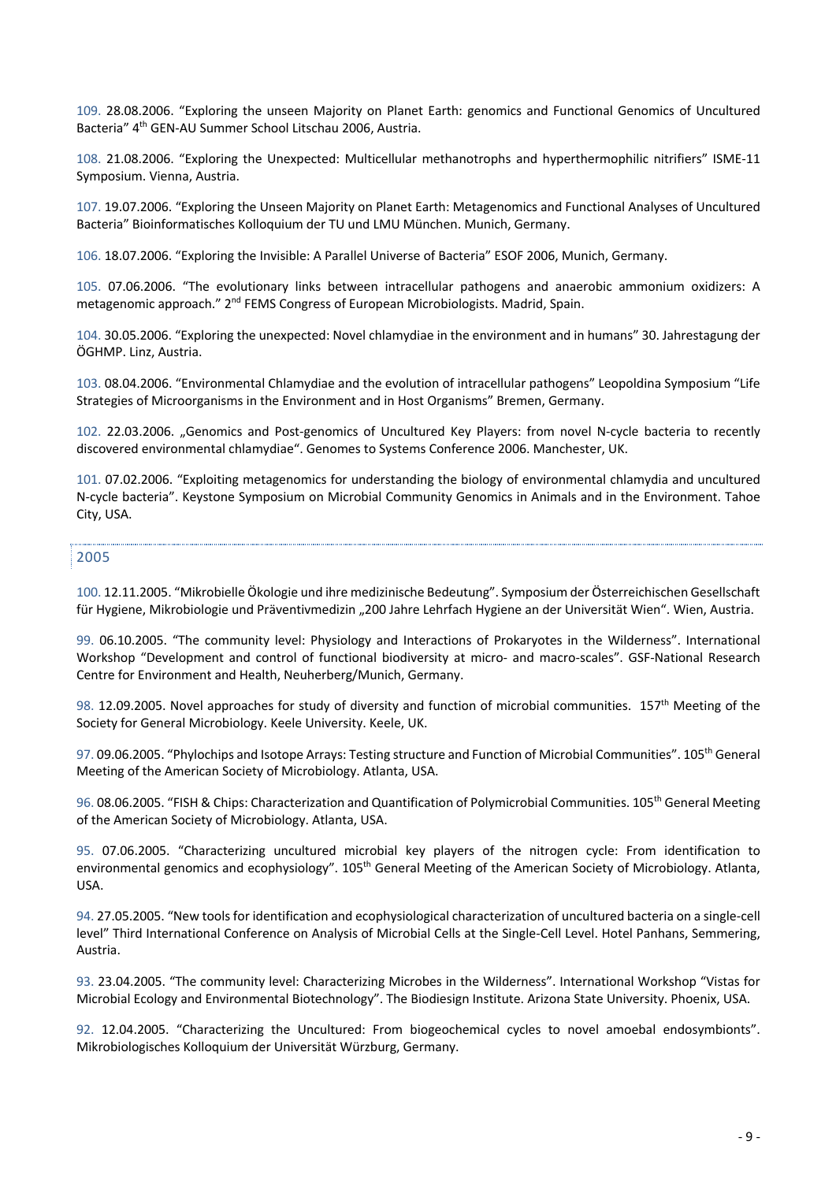109. 28.08.2006. “Exploring the unseen Majority on Planet Earth: genomics and Functional Genomics of Uncultured Bacteria” 4th GEN-AU Summer School Litschau 2006, Austria.

108. 21.08.2006. “Exploring the Unexpected: Multicellular methanotrophs and hyperthermophilic nitrifiers” ISME-11 Symposium. Vienna, Austria.

107. 19.07.2006. “Exploring the Unseen Majority on Planet Earth: Metagenomics and Functional Analyses of Uncultured Bacteria” Bioinformatisches Kolloquium der TU und LMU München. Munich, Germany.

106. 18.07.2006. “Exploring the Invisible: A Parallel Universe of Bacteria” ESOF 2006, Munich, Germany.

105. 07.06.2006. “The evolutionary links between intracellular pathogens and anaerobic ammonium oxidizers: A metagenomic approach.” 2nd FEMS Congress of European Microbiologists. Madrid, Spain.

104. 30.05.2006. “Exploring the unexpected: Novel chlamydiae in the environment and in humans” 30. Jahrestagung der ÖGHMP. Linz, Austria.

103. 08.04.2006. “Environmental Chlamydiae and the evolution of intracellular pathogens” Leopoldina Symposium “Life Strategies of Microorganisms in the Environment and in Host Organisms” Bremen, Germany.

102. 22.03.2006. „Genomics and Post-genomics of Uncultured Key Players: from novel N-cycle bacteria to recently discovered environmental chlamydiae“. Genomes to Systems Conference 2006. Manchester, UK.

101. 07.02.2006. “Exploiting metagenomics for understanding the biology of environmental chlamydia and uncultured N-cycle bacteria”. Keystone Symposium on Microbial Community Genomics in Animals and in the Environment. Tahoe City, USA.

## 2005

100. 12.11.2005. “Mikrobielle Ökologie und ihre medizinische Bedeutung”. Symposium der Österreichischen Gesellschaft für Hygiene, Mikrobiologie und Präventivmedizin „200 Jahre Lehrfach Hygiene an der Universität Wien“. Wien, Austria.

99. 06.10.2005. “The community level: Physiology and Interactions of Prokaryotes in the Wilderness”. International Workshop “Development and control of functional biodiversity at micro- and macro-scales”. GSF-National Research Centre for Environment and Health, Neuherberg/Munich, Germany.

98. 12.09.2005. Novel approaches for study of diversity and function of microbial communities. 157th Meeting of the Society for General Microbiology. Keele University. Keele, UK.

97. 09.06.2005. “Phylochips and Isotope Arrays: Testing structure and Function of Microbial Communities”. 105th General Meeting of the American Society of Microbiology. Atlanta, USA.

96. 08.06.2005. “FISH & Chips: Characterization and Quantification of Polymicrobial Communities. 105th General Meeting of the American Society of Microbiology. Atlanta, USA.

95. 07.06.2005. “Characterizing uncultured microbial key players of the nitrogen cycle: From identification to environmental genomics and ecophysiology”. 105th General Meeting of the American Society of Microbiology. Atlanta, USA.

94. 27.05.2005. “New tools for identification and ecophysiological characterization of uncultured bacteria on a single-cell level” Third International Conference on Analysis of Microbial Cells at the Single-Cell Level. Hotel Panhans, Semmering, Austria.

93. 23.04.2005. “The community level: Characterizing Microbes in the Wilderness”. International Workshop “Vistas for Microbial Ecology and Environmental Biotechnology”. The Biodiesign Institute. Arizona State University. Phoenix, USA.

92. 12.04.2005. “Characterizing the Uncultured: From biogeochemical cycles to novel amoebal endosymbionts”. Mikrobiologisches Kolloquium der Universität Würzburg, Germany.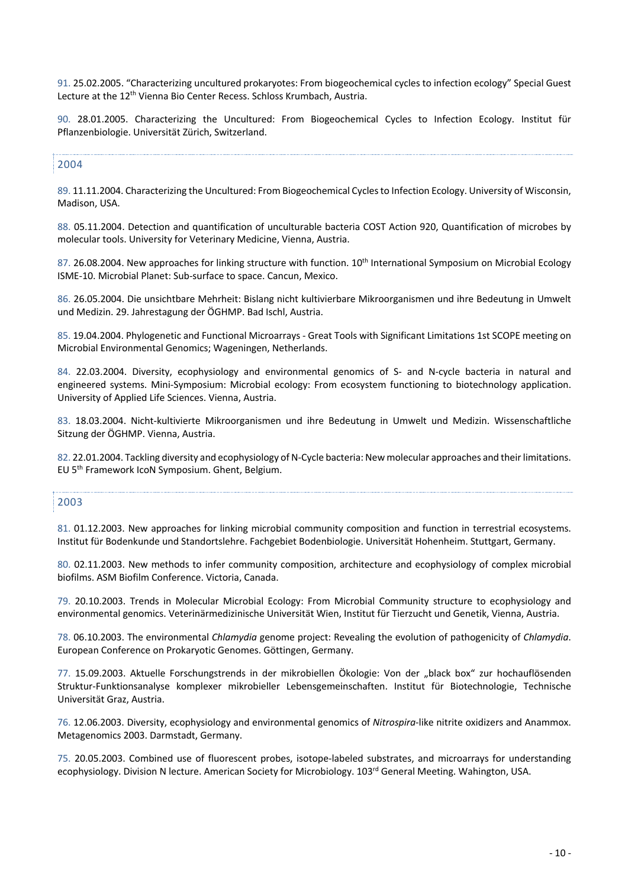91. 25.02.2005. "Characterizing uncultured prokaryotes: From biogeochemical cycles to infection ecology" Special Guest Lecture at the 12th Vienna Bio Center Recess. Schloss Krumbach, Austria.

90. 28.01.2005. Characterizing the Uncultured: From Biogeochemical Cycles to Infection Ecology. Institut für Pflanzenbiologie. Universität Zürich, Switzerland.

## 2004

89. 11.11.2004. Characterizing the Uncultured: From Biogeochemical Cycles to Infection Ecology. University of Wisconsin, Madison, USA.

88. 05.11.2004. Detection and quantification of unculturable bacteria COST Action 920, Quantification of microbes by molecular tools. University for Veterinary Medicine, Vienna, Austria.

87. 26.08.2004. New approaches for linking structure with function. 10th International Symposium on Microbial Ecology ISME-10. Microbial Planet: Sub-surface to space. Cancun, Mexico.

86. 26.05.2004. Die unsichtbare Mehrheit: Bislang nicht kultivierbare Mikroorganismen und ihre Bedeutung in Umwelt und Medizin. 29. Jahrestagung der ÖGHMP. Bad Ischl, Austria.

85. 19.04.2004. Phylogenetic and Functional Microarrays - Great Tools with Significant Limitations 1st SCOPE meeting on Microbial Environmental Genomics; Wageningen, Netherlands.

84. 22.03.2004. Diversity, ecophysiology and environmental genomics of S- and N-cycle bacteria in natural and engineered systems. Mini-Symposium: Microbial ecology: From ecosystem functioning to biotechnology application. University of Applied Life Sciences. Vienna, Austria.

83. 18.03.2004. Nicht-kultivierte Mikroorganismen und ihre Bedeutung in Umwelt und Medizin. Wissenschaftliche Sitzung der ÖGHMP. Vienna, Austria.

82. 22.01.2004. Tackling diversity and ecophysiology of N-Cycle bacteria: New molecular approaches and their limitations. EU 5th Framework IcoN Symposium. Ghent, Belgium.

## 2003

81. 01.12.2003. New approaches for linking microbial community composition and function in terrestrial ecosystems. Institut für Bodenkunde und Standortslehre. Fachgebiet Bodenbiologie. Universität Hohenheim. Stuttgart, Germany.

80. 02.11.2003. New methods to infer community composition, architecture and ecophysiology of complex microbial biofilms. ASM Biofilm Conference. Victoria, Canada.

79. 20.10.2003. Trends in Molecular Microbial Ecology: From Microbial Community structure to ecophysiology and environmental genomics. Veterinärmedizinische Universität Wien, Institut für Tierzucht und Genetik, Vienna, Austria.

78. 06.10.2003. The environmental *Chlamydia* genome project: Revealing the evolution of pathogenicity of *Chlamydia*. European Conference on Prokaryotic Genomes. Göttingen, Germany.

77. 15.09.2003. Aktuelle Forschungstrends in der mikrobiellen Ökologie: Von der „black box" zur hochauflösenden Struktur-Funktionsanalyse komplexer mikrobieller Lebensgemeinschaften. Institut für Biotechnologie, Technische Universität Graz, Austria.

76. 12.06.2003. Diversity, ecophysiology and environmental genomics of *Nitrospira*-like nitrite oxidizers and Anammox. Metagenomics 2003. Darmstadt, Germany.

75. 20.05.2003. Combined use of fluorescent probes, isotope-labeled substrates, and microarrays for understanding ecophysiology. Division N lecture. American Society for Microbiology. 103rd General Meeting. Wahington, USA.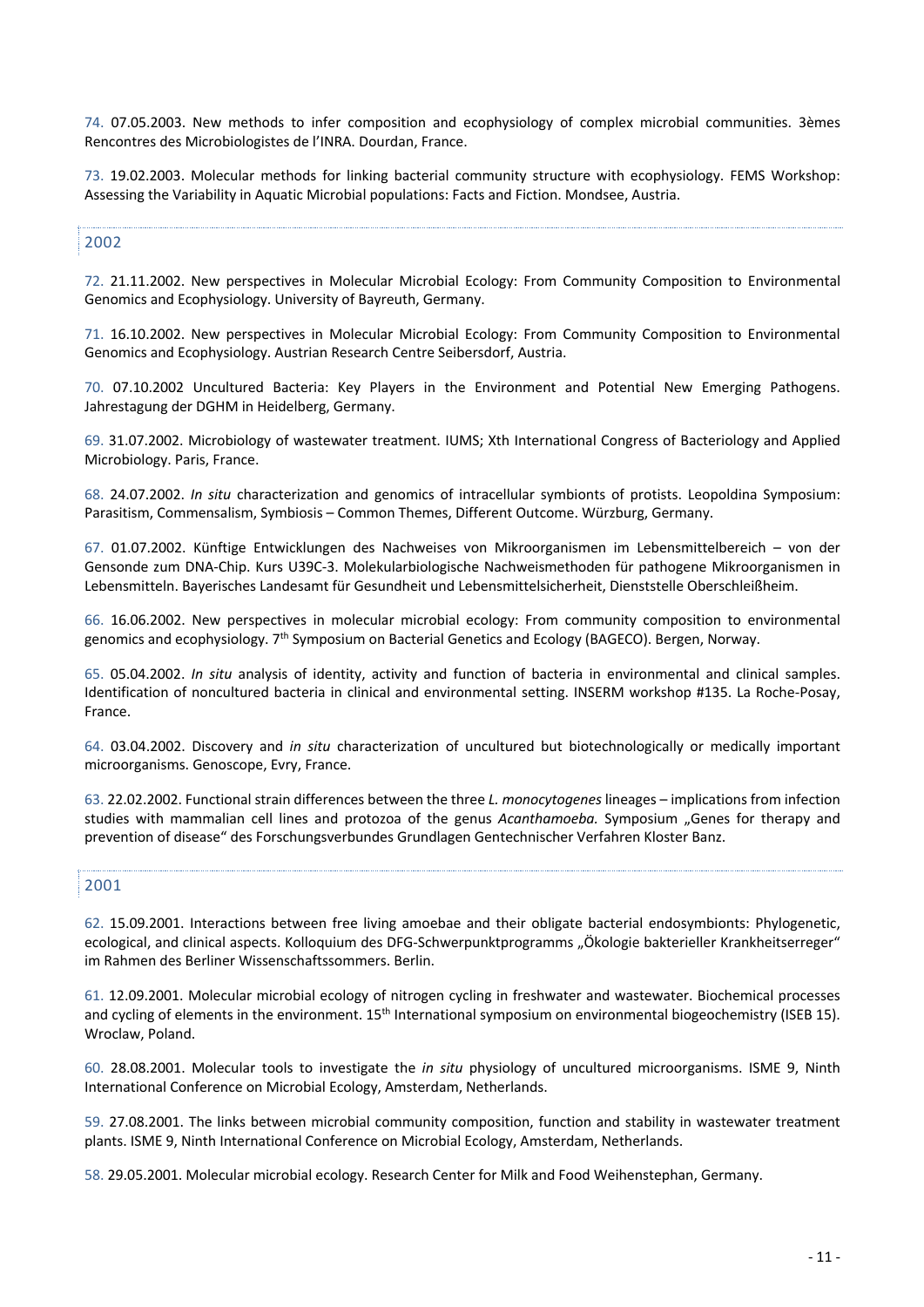74. 07.05.2003. New methods to infer composition and ecophysiology of complex microbial communities. 3èmes Rencontres des Microbiologistes de l'INRA. Dourdan, France.

73. 19.02.2003. Molecular methods for linking bacterial community structure with ecophysiology. FEMS Workshop: Assessing the Variability in Aquatic Microbial populations: Facts and Fiction. Mondsee, Austria.

## 2002

72. 21.11.2002. New perspectives in Molecular Microbial Ecology: From Community Composition to Environmental Genomics and Ecophysiology. University of Bayreuth, Germany.

71. 16.10.2002. New perspectives in Molecular Microbial Ecology: From Community Composition to Environmental Genomics and Ecophysiology. Austrian Research Centre Seibersdorf, Austria.

70. 07.10.2002 Uncultured Bacteria: Key Players in the Environment and Potential New Emerging Pathogens. Jahrestagung der DGHM in Heidelberg, Germany.

69. 31.07.2002. Microbiology of wastewater treatment. IUMS; Xth International Congress of Bacteriology and Applied Microbiology. Paris, France.

68. 24.07.2002. *In situ* characterization and genomics of intracellular symbionts of protists. Leopoldina Symposium: Parasitism, Commensalism, Symbiosis – Common Themes, Different Outcome. Würzburg, Germany.

67. 01.07.2002. Künftige Entwicklungen des Nachweises von Mikroorganismen im Lebensmittelbereich – von der Gensonde zum DNA-Chip. Kurs U39C-3. Molekularbiologische Nachweismethoden für pathogene Mikroorganismen in Lebensmitteln. Bayerisches Landesamt für Gesundheit und Lebensmittelsicherheit, Dienststelle Oberschleißheim.

66. 16.06.2002. New perspectives in molecular microbial ecology: From community composition to environmental genomics and ecophysiology. 7th Symposium on Bacterial Genetics and Ecology (BAGECO). Bergen, Norway.

65. 05.04.2002. *In situ* analysis of identity, activity and function of bacteria in environmental and clinical samples. Identification of noncultured bacteria in clinical and environmental setting. INSERM workshop #135. La Roche-Posay, France.

64. 03.04.2002. Discovery and *in situ* characterization of uncultured but biotechnologically or medically important microorganisms. Genoscope, Evry, France.

63. 22.02.2002. Functional strain differences between the three *L. monocytogenes* lineages – implications from infection studies with mammalian cell lines and protozoa of the genus *Acanthamoeba.* Symposium „Genes for therapy and prevention of disease" des Forschungsverbundes Grundlagen Gentechnischer Verfahren Kloster Banz.

## 2001

62. 15.09.2001. Interactions between free living amoebae and their obligate bacterial endosymbionts: Phylogenetic, ecological, and clinical aspects. Kolloquium des DFG-Schwerpunktprogramms „Ökologie bakterieller Krankheitserreger" im Rahmen des Berliner Wissenschaftssommers. Berlin.

61. 12.09.2001. Molecular microbial ecology of nitrogen cycling in freshwater and wastewater. Biochemical processes and cycling of elements in the environment. 15th International symposium on environmental biogeochemistry (ISEB 15). Wroclaw, Poland.

60. 28.08.2001. Molecular tools to investigate the *in situ* physiology of uncultured microorganisms. ISME 9, Ninth International Conference on Microbial Ecology, Amsterdam, Netherlands.

59. 27.08.2001. The links between microbial community composition, function and stability in wastewater treatment plants. ISME 9, Ninth International Conference on Microbial Ecology, Amsterdam, Netherlands.

58. 29.05.2001. Molecular microbial ecology. Research Center for Milk and Food Weihenstephan, Germany.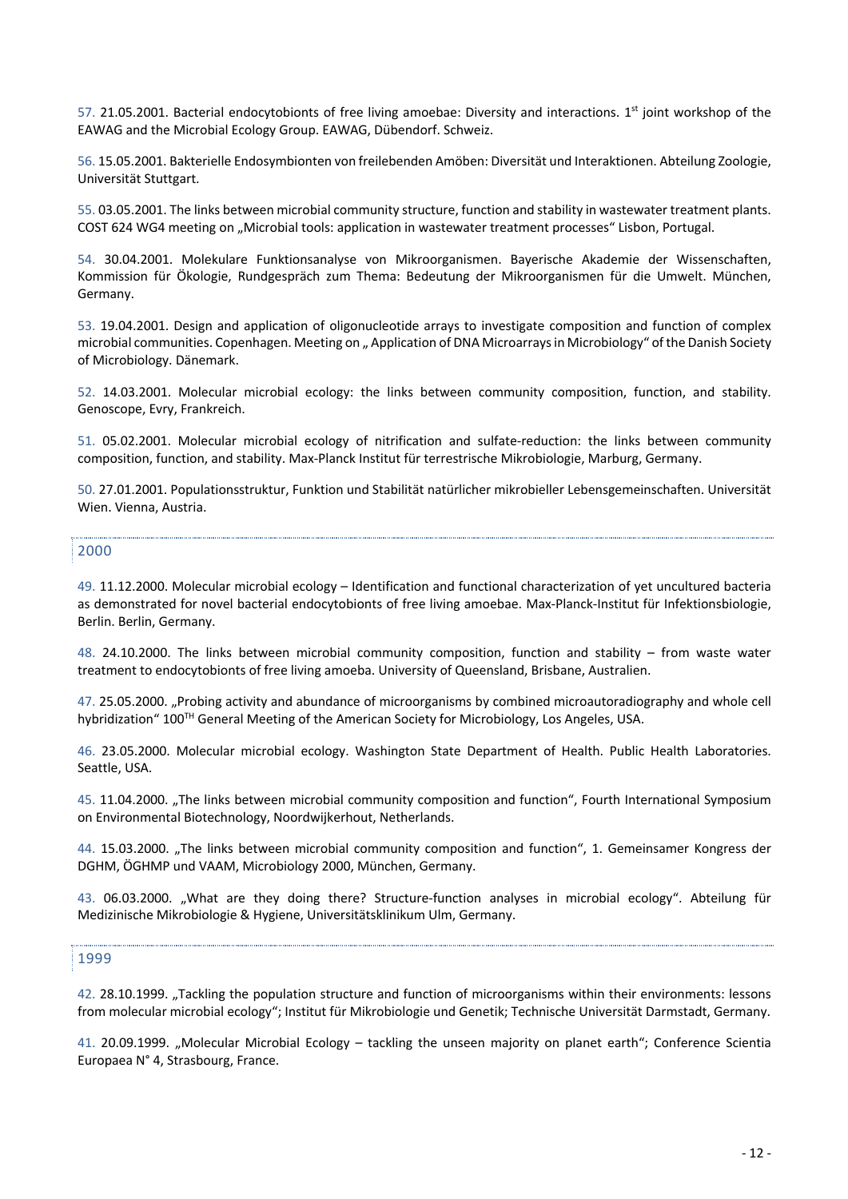57. 21.05.2001. Bacterial endocytobionts of free living amoebae: Diversity and interactions. 1st joint workshop of the EAWAG and the Microbial Ecology Group. EAWAG, Dübendorf. Schweiz.

56. 15.05.2001. Bakterielle Endosymbionten von freilebenden Amöben: Diversität und Interaktionen. Abteilung Zoologie, Universität Stuttgart.

55. 03.05.2001. The links between microbial community structure, function and stability in wastewater treatment plants. COST 624 WG4 meeting on „Microbial tools: application in wastewater treatment processes“ Lisbon, Portugal.

54. 30.04.2001. Molekulare Funktionsanalyse von Mikroorganismen. Bayerische Akademie der Wissenschaften, Kommission für Ökologie, Rundgespräch zum Thema: Bedeutung der Mikroorganismen für die Umwelt. München, Germany.

53. 19.04.2001. Design and application of oligonucleotide arrays to investigate composition and function of complex microbial communities. Copenhagen. Meeting on „ Application of DNA Microarrays in Microbiology“ of the Danish Society of Microbiology. Dänemark.

52. 14.03.2001. Molecular microbial ecology: the links between community composition, function, and stability. Genoscope, Evry, Frankreich.

51. 05.02.2001. Molecular microbial ecology of nitrification and sulfate-reduction: the links between community composition, function, and stability. Max-Planck Institut für terrestrische Mikrobiologie, Marburg, Germany.

50. 27.01.2001. Populationsstruktur, Funktion und Stabilität natürlicher mikrobieller Lebensgemeinschaften. Universität Wien. Vienna, Austria.

## 2000

49. 11.12.2000. Molecular microbial ecology – Identification and functional characterization of yet uncultured bacteria as demonstrated for novel bacterial endocytobionts of free living amoebae. Max-Planck-Institut für Infektionsbiologie, Berlin. Berlin, Germany.

48. 24.10.2000. The links between microbial community composition, function and stability – from waste water treatment to endocytobionts of free living amoeba. University of Queensland, Brisbane, Australien.

47. 25.05.2000. „Probing activity and abundance of microorganisms by combined microautoradiography and whole cell hybridization“ 100TH General Meeting of the American Society for Microbiology, Los Angeles, USA.

46. 23.05.2000. Molecular microbial ecology. Washington State Department of Health. Public Health Laboratories. Seattle, USA.

45. 11.04.2000. „The links between microbial community composition and function“, Fourth International Symposium on Environmental Biotechnology, Noordwijkerhout, Netherlands.

44. 15.03.2000. „The links between microbial community composition and function“, 1. Gemeinsamer Kongress der DGHM, ÖGHMP und VAAM, Microbiology 2000, München, Germany.

43. 06.03.2000. „What are they doing there? Structure-function analyses in microbial ecology“. Abteilung für Medizinische Mikrobiologie & Hygiene, Universitätsklinikum Ulm, Germany.

## 1999

42. 28.10.1999. „Tackling the population structure and function of microorganisms within their environments: lessons from molecular microbial ecology“; Institut für Mikrobiologie und Genetik; Technische Universität Darmstadt, Germany.

41. 20.09.1999. „Molecular Microbial Ecology – tackling the unseen majority on planet earth“; Conference Scientia Europaea N° 4, Strasbourg, France.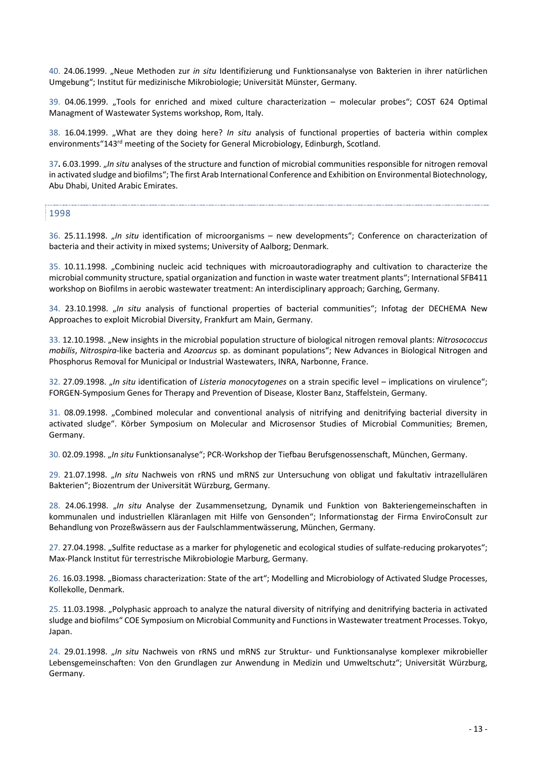40. 24.06.1999. „Neue Methoden zur *in situ* Identifizierung und Funktionsanalyse von Bakterien in ihrer natürlichen Umgebung"; Institut für medizinische Mikrobiologie; Universität Münster, Germany.

39. 04.06.1999. „Tools for enriched and mixed culture characterization – molecular probes"; COST 624 Optimal Managment of Wastewater Systems workshop, Rom, Italy.

38. 16.04.1999. „What are they doing here? *In situ* analysis of functional properties of bacteria within complex environments"143rd meeting of the Society for General Microbiology, Edinburgh, Scotland.

**37.** 6.03.1999. „*In situ* analyses of the structure and function of microbial communities responsible for nitrogen removal in activated sludge and biofilms"; The first Arab International Conference and Exhibition on Environmental Biotechnology, Abu Dhabi, United Arabic Emirates.

## 1998

36. 25.11.1998. „*In situ* identification of microorganisms – new developments"; Conference on characterization of bacteria and their activity in mixed systems; University of Aalborg; Denmark.

35. 10.11.1998. „Combining nucleic acid techniques with microautoradiography and cultivation to characterize the microbial community structure, spatial organization and function in waste water treatment plants"; International SFB411 workshop on Biofilms in aerobic wastewater treatment: An interdisciplinary approach; Garching, Germany.

34. 23.10.1998. „*In situ* analysis of functional properties of bacterial communities"; Infotag der DECHEMA New Approaches to exploit Microbial Diversity, Frankfurt am Main, Germany.

33. 12.10.1998. „New insights in the microbial population structure of biological nitrogen removal plants: *Nitrosococcus mobilis*, *Nitrospira*-like bacteria and *Azoarcus* sp. as dominant populations"; New Advances in Biological Nitrogen and Phosphorus Removal for Municipal or Industrial Wastewaters, INRA, Narbonne, France.

32. 27.09.1998. „*In situ* identification of *Listeria monocytogenes* on a strain specific level – implications on virulence"; FORGEN-Symposium Genes for Therapy and Prevention of Disease, Kloster Banz, Staffelstein, Germany.

31. 08.09.1998. „Combined molecular and conventional analysis of nitrifying and denitrifying bacterial diversity in activated sludge". Körber Symposium on Molecular and Microsensor Studies of Microbial Communities; Bremen, Germany.

30. 02.09.1998. „*In situ* Funktionsanalyse"; PCR-Workshop der Tiefbau Berufsgenossenschaft, München, Germany.

29. 21.07.1998. „*In situ* Nachweis von rRNS und mRNS zur Untersuchung von obligat und fakultativ intrazellulären Bakterien"; Biozentrum der Universität Würzburg, Germany.

28. 24.06.1998. „*In situ* Analyse der Zusammensetzung, Dynamik und Funktion von Bakteriengemeinschaften in kommunalen und industriellen Kläranlagen mit Hilfe von Gensonden"; Informationstag der Firma EnviroConsult zur Behandlung von Prozeßwässern aus der Faulschlammentwässerung, München, Germany.

27. 27.04.1998. „Sulfite reductase as a marker for phylogenetic and ecological studies of sulfate-reducing prokaryotes"; Max-Planck Institut für terrestrische Mikrobiologie Marburg, Germany.

26. 16.03.1998. „Biomass characterization: State of the art"; Modelling and Microbiology of Activated Sludge Processes, Kollekolle, Denmark.

25. 11.03.1998. „Polyphasic approach to analyze the natural diversity of nitrifying and denitrifying bacteria in activated sludge and biofilms" COE Symposium on Microbial Community and Functions in Wastewater treatment Processes. Tokyo, Japan.

24. 29.01.1998. „*In situ* Nachweis von rRNS und mRNS zur Struktur- und Funktionsanalyse komplexer mikrobieller Lebensgemeinschaften: Von den Grundlagen zur Anwendung in Medizin und Umweltschutz"; Universität Würzburg, Germany.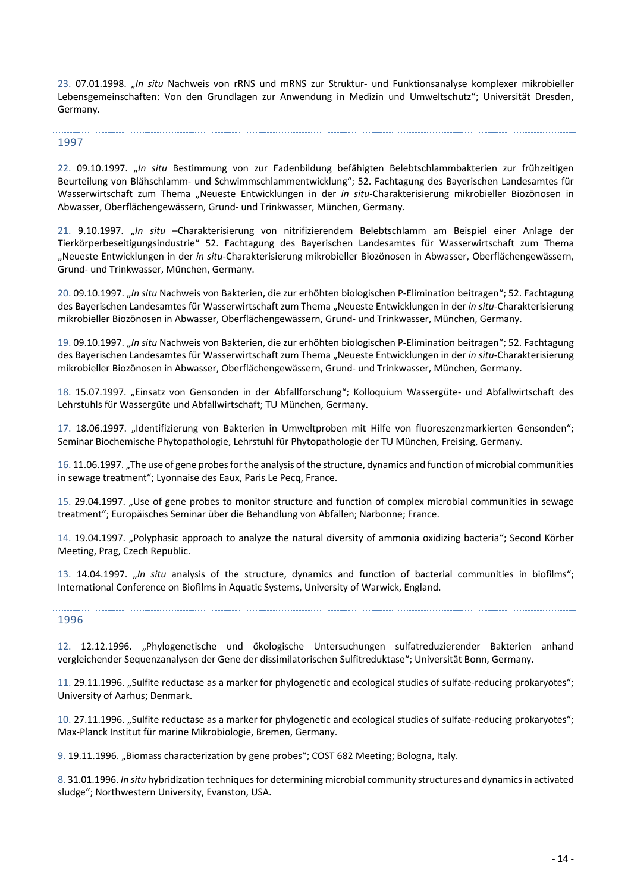23. 07.01.1998. „*In situ* Nachweis von rRNS und mRNS zur Struktur- und Funktionsanalyse komplexer mikrobieller Lebensgemeinschaften: Von den Grundlagen zur Anwendung in Medizin und Umweltschutz"; Universität Dresden, Germany.

## 1997

22. 09.10.1997. „*In situ* Bestimmung von zur Fadenbildung befähigten Belebtschlammbakterien zur frühzeitigen Beurteilung von Blähschlamm- und Schwimmschlammentwicklung"; 52. Fachtagung des Bayerischen Landesamtes für Wasserwirtschaft zum Thema „Neueste Entwicklungen in der *in situ*-Charakterisierung mikrobieller Biozönosen in Abwasser, Oberflächengewässern, Grund- und Trinkwasser, München, Germany.

21. 9.10.1997. „*In situ* –Charakterisierung von nitrifizierendem Belebtschlamm am Beispiel einer Anlage der Tierkörperbeseitigungsindustrie" 52. Fachtagung des Bayerischen Landesamtes für Wasserwirtschaft zum Thema „Neueste Entwicklungen in der *in situ*-Charakterisierung mikrobieller Biozönosen in Abwasser, Oberflächengewässern, Grund- und Trinkwasser, München, Germany.

20. 09.10.1997. „*In situ* Nachweis von Bakterien, die zur erhöhten biologischen P-Elimination beitragen"; 52. Fachtagung des Bayerischen Landesamtes für Wasserwirtschaft zum Thema „Neueste Entwicklungen in der *in situ*-Charakterisierung mikrobieller Biozönosen in Abwasser, Oberflächengewässern, Grund- und Trinkwasser, München, Germany.

19. 09.10.1997. „*In situ* Nachweis von Bakterien, die zur erhöhten biologischen P-Elimination beitragen"; 52. Fachtagung des Bayerischen Landesamtes für Wasserwirtschaft zum Thema „Neueste Entwicklungen in der *in situ*-Charakterisierung mikrobieller Biozönosen in Abwasser, Oberflächengewässern, Grund- und Trinkwasser, München, Germany.

18. 15.07.1997. „Einsatz von Gensonden in der Abfallforschung"; Kolloquium Wassergüte- und Abfallwirtschaft des Lehrstuhls für Wassergüte und Abfallwirtschaft; TU München, Germany.

17. 18.06.1997. „Identifizierung von Bakterien in Umweltproben mit Hilfe von fluoreszenzmarkierten Gensonden"; Seminar Biochemische Phytopathologie, Lehrstuhl für Phytopathologie der TU München, Freising, Germany.

16. 11.06.1997. „The use of gene probes for the analysis of the structure, dynamics and function of microbial communities in sewage treatment"; Lyonnaise des Eaux, Paris Le Pecq, France.

15. 29.04.1997. „Use of gene probes to monitor structure and function of complex microbial communities in sewage treatment"; Europäisches Seminar über die Behandlung von Abfällen; Narbonne; France.

14. 19.04.1997. „Polyphasic approach to analyze the natural diversity of ammonia oxidizing bacteria"; Second Körber Meeting, Prag, Czech Republic.

13. 14.04.1997. „*In situ* analysis of the structure, dynamics and function of bacterial communities in biofilms"; International Conference on Biofilms in Aquatic Systems, University of Warwick, England.

## 1996

12. 12.12.1996. „Phylogenetische und ökologische Untersuchungen sulfatreduzierender Bakterien anhand vergleichender Sequenzanalysen der Gene der dissimilatorischen Sulfitreduktase"; Universität Bonn, Germany.

11. 29.11.1996. „Sulfite reductase as a marker for phylogenetic and ecological studies of sulfate-reducing prokaryotes"; University of Aarhus; Denmark.

10. 27.11.1996. „Sulfite reductase as a marker for phylogenetic and ecological studies of sulfate-reducing prokaryotes"; Max-Planck Institut für marine Mikrobiologie, Bremen, Germany.

9. 19.11.1996. „Biomass characterization by gene probes"; COST 682 Meeting; Bologna, Italy.

8. 31.01.1996. *In situ* hybridization techniques for determining microbial community structures and dynamics in activated sludge"; Northwestern University, Evanston, USA.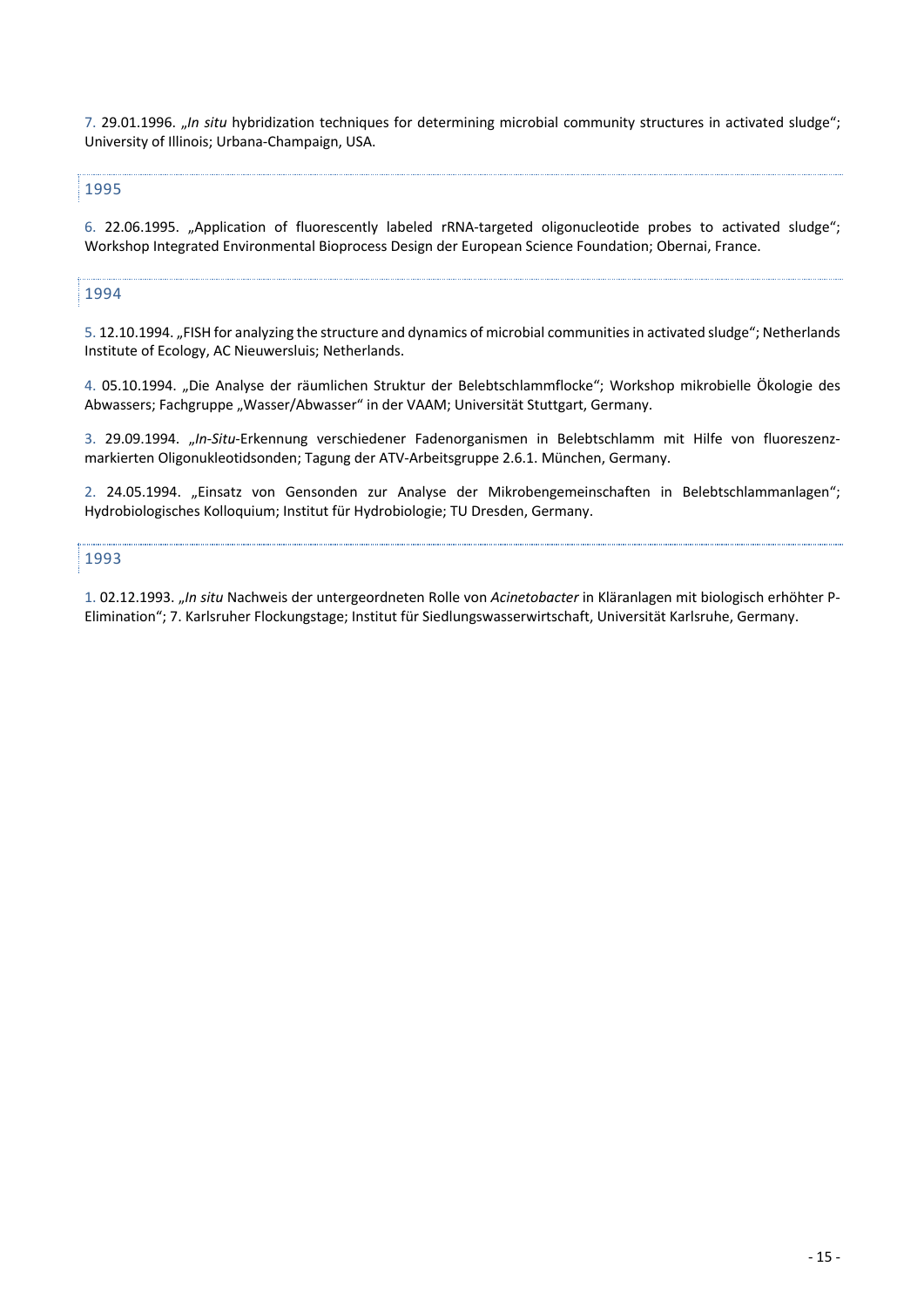7. 29.01.1996. „*In situ* hybridization techniques for determining microbial community structures in activated sludge"; University of Illinois; Urbana-Champaign, USA.

## 1995

6. 22.06.1995. „Application of fluorescently labeled rRNA-targeted oligonucleotide probes to activated sludge"; Workshop Integrated Environmental Bioprocess Design der European Science Foundation; Obernai, France.

## 1994

5. 12.10.1994. „FISH for analyzing the structure and dynamics of microbial communities in activated sludge"; Netherlands Institute of Ecology, AC Nieuwersluis; Netherlands.

4. 05.10.1994. „Die Analyse der räumlichen Struktur der Belebtschlammflocke"; Workshop mikrobielle Ökologie des Abwassers; Fachgruppe „Wasser/Abwasser" in der VAAM; Universität Stuttgart, Germany.

3. 29.09.1994. „*In-Situ*-Erkennung verschiedener Fadenorganismen in Belebtschlamm mit Hilfe von fluoreszenz-markierten Oligonukleotidsonden; Tagung der ATV-Arbeitsgruppe 2.6.1. München, Germany.

2. 24.05.1994. „Einsatz von Gensonden zur Analyse der Mikrobengemeinschaften in Belebtschlammanlagen"; Hydrobiologisches Kolloquium; Institut für Hydrobiologie; TU Dresden, Germany.

## 1993

1. 02.12.1993. „*In situ* Nachweis der untergeordneten Rolle von *Acinetobacter* in Kläranlagen mit biologisch erhöhter P-Elimination"; 7. Karlsruher Flockungstage; Institut für Siedlungswasserwirtschaft, Universität Karlsruhe, Germany.